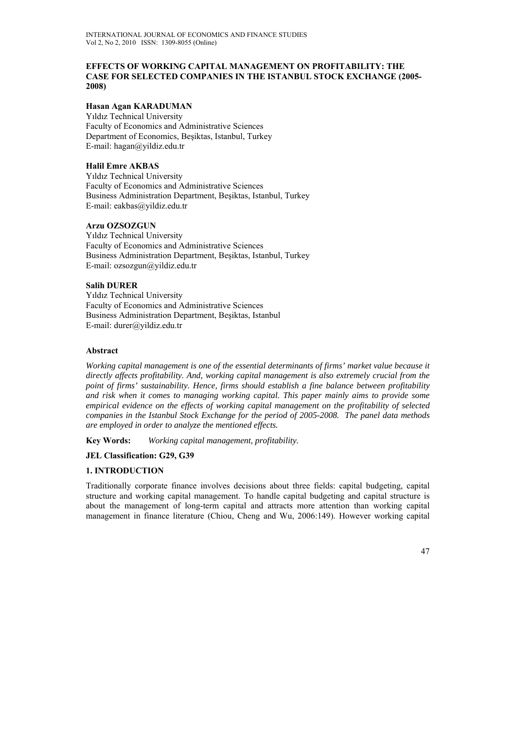# EFFECTS OF WORKING CAPITAL MANAGEMENT ON PROFITABILITY: THE CASE FOR SELECTED COMPANIES IN THE ISTANBUL STOCK EXCHANGE (2005-2008)

**Hasan Agan KARADUMAN**
Yıldız Technical University
Faculty of Economics and Administrative Sciences
Department of Economics, Beşiktas, Istanbul, Turkey
E-mail: hagan@yildiz.edu.tr

**Halil Emre AKBAS**
Yıldız Technical University
Faculty of Economics and Administrative Sciences
Business Administration Department, Beşiktas, Istanbul, Turkey
E-mail: eakbas@yildiz.edu.tr

**Arzu OZSOZGUN**
Yıldız Technical University
Faculty of Economics and Administrative Sciences
Business Administration Department, Beşiktas, Istanbul, Turkey
E-mail: ozsozgun@yildiz.edu.tr

**Salih DURER**
Yıldız Technical University
Faculty of Economics and Administrative Sciences
Business Administration Department, Beşiktas, Istanbul
E-mail: durer@yildiz.edu.tr

### Abstract

*Working capital management is one of the essential determinants of firms' market value because it directly affects profitability. And, working capital management is also extremely crucial from the point of firms' sustainability. Hence, firms should establish a fine balance between profitability and risk when it comes to managing working capital. This paper mainly aims to provide some empirical evidence on the effects of working capital management on the profitability of selected companies in the Istanbul Stock Exchange for the period of 2005-2008. The panel data methods are employed in order to analyze the mentioned effects.*

**Key Words:** *Working capital management, profitability.*

**JEL Classification: G29, G39**

## 1. INTRODUCTION

Traditionally corporate finance involves decisions about three fields: capital budgeting, capital structure and working capital management. To handle capital budgeting and capital structure is about the management of long-term capital and attracts more attention than working capital management in finance literature (Chiou, Cheng and Wu, 2006:149). However working capital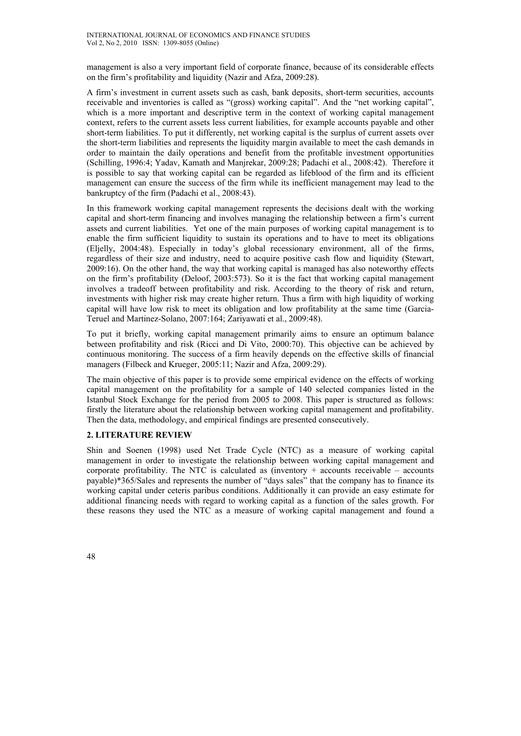management is also a very important field of corporate finance, because of its considerable effects on the firm's profitability and liquidity (Nazir and Afza, 2009:28).

A firm's investment in current assets such as cash, bank deposits, short-term securities, accounts receivable and inventories is called as "(gross) working capital". And the "net working capital", which is a more important and descriptive term in the context of working capital management context, refers to the current assets less current liabilities, for example accounts payable and other short-term liabilities. To put it differently, net working capital is the surplus of current assets over the short-term liabilities and represents the liquidity margin available to meet the cash demands in order to maintain the daily operations and benefit from the profitable investment opportunities (Schilling, 1996:4; Yadav, Kamath and Manjrekar, 2009:28; Padachi et al., 2008:42). Therefore it is possible to say that working capital can be regarded as lifeblood of the firm and its efficient management can ensure the success of the firm while its inefficient management may lead to the bankruptcy of the firm (Padachi et al., 2008:43).

In this framework working capital management represents the decisions dealt with the working capital and short-term financing and involves managing the relationship between a firm's current assets and current liabilities. Yet one of the main purposes of working capital management is to enable the firm sufficient liquidity to sustain its operations and to have to meet its obligations (Eljelly, 2004:48). Especially in today's global recessionary environment, all of the firms, regardless of their size and industry, need to acquire positive cash flow and liquidity (Stewart, 2009:16). On the other hand, the way that working capital is managed has also noteworthy effects on the firm's profitability (Deloof, 2003:573). So it is the fact that working capital management involves a tradeoff between profitability and risk. According to the theory of risk and return, investments with higher risk may create higher return. Thus a firm with high liquidity of working capital will have low risk to meet its obligation and low profitability at the same time (Garcia-Teruel and Martinez-Solano, 2007:164; Zariyawati et al., 2009:48).

To put it briefly, working capital management primarily aims to ensure an optimum balance between profitability and risk (Ricci and Di Vito, 2000:70). This objective can be achieved by continuous monitoring. The success of a firm heavily depends on the effective skills of financial managers (Filbeck and Krueger, 2005:11; Nazir and Afza, 2009:29).

The main objective of this paper is to provide some empirical evidence on the effects of working capital management on the profitability for a sample of 140 selected companies listed in the Istanbul Stock Exchange for the period from 2005 to 2008. This paper is structured as follows: firstly the literature about the relationship between working capital management and profitability. Then the data, methodology, and empirical findings are presented consecutively.

## 2. LITERATURE REVIEW

Shin and Soenen (1998) used Net Trade Cycle (NTC) as a measure of working capital management in order to investigate the relationship between working capital management and corporate profitability. The NTC is calculated as (inventory + accounts receivable – accounts payable)*365/Sales and represents the number of "days sales" that the company has to finance its working capital under ceteris paribus conditions. Additionally it can provide an easy estimate for additional financing needs with regard to working capital as a function of the sales growth. For these reasons they used the NTC as a measure of working capital management and found a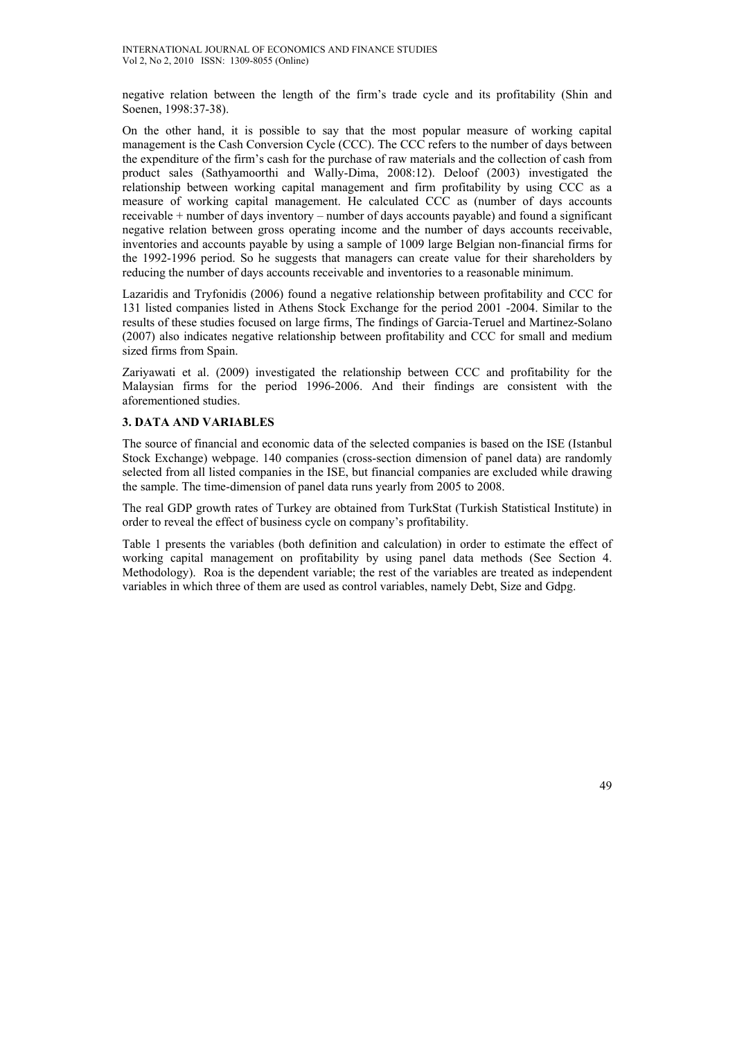negative relation between the length of the firm's trade cycle and its profitability (Shin and Soenen, 1998:37-38).

On the other hand, it is possible to say that the most popular measure of working capital management is the Cash Conversion Cycle (CCC). The CCC refers to the number of days between the expenditure of the firm's cash for the purchase of raw materials and the collection of cash from product sales (Sathyamoorthi and Wally-Dima, 2008:12). Deloof (2003) investigated the relationship between working capital management and firm profitability by using CCC as a measure of working capital management. He calculated CCC as (number of days accounts receivable + number of days inventory – number of days accounts payable) and found a significant negative relation between gross operating income and the number of days accounts receivable, inventories and accounts payable by using a sample of 1009 large Belgian non-financial firms for the 1992-1996 period. So he suggests that managers can create value for their shareholders by reducing the number of days accounts receivable and inventories to a reasonable minimum.

Lazaridis and Tryfonidis (2006) found a negative relationship between profitability and CCC for 131 listed companies listed in Athens Stock Exchange for the period 2001 -2004. Similar to the results of these studies focused on large firms, The findings of Garcia-Teruel and Martinez-Solano (2007) also indicates negative relationship between profitability and CCC for small and medium sized firms from Spain.

Zariyawati et al. (2009) investigated the relationship between CCC and profitability for the Malaysian firms for the period 1996-2006. And their findings are consistent with the aforementioned studies.

## 3. DATA AND VARIABLES

The source of financial and economic data of the selected companies is based on the ISE (Istanbul Stock Exchange) webpage. 140 companies (cross-section dimension of panel data) are randomly selected from all listed companies in the ISE, but financial companies are excluded while drawing the sample. The time-dimension of panel data runs yearly from 2005 to 2008.

The real GDP growth rates of Turkey are obtained from TurkStat (Turkish Statistical Institute) in order to reveal the effect of business cycle on company's profitability.

Table 1 presents the variables (both definition and calculation) in order to estimate the effect of working capital management on profitability by using panel data methods (See Section 4. Methodology). Roa is the dependent variable; the rest of the variables are treated as independent variables in which three of them are used as control variables, namely Debt, Size and Gdpg.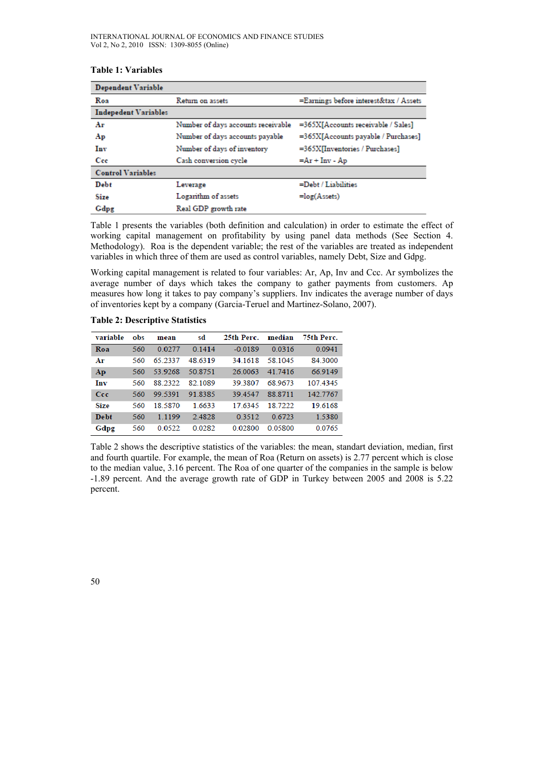**Table 1: Variables**

| Dependent Variable | | |
|---|---|---|
| Roa | Return on assets | =Earnings before interest&tax / Assets |
| **Indepedent Variables** | | |
| Ar | Number of days accounts receivable | =365X[Accounts receivable / Sales] |
| Ap | Number of days accounts payable | =365X[Accounts payable / Purchases] |
| Inv | Number of days of inventory | =365X[Inventories / Purchases] |
| Ccc | Cash conversion cycle | =Ar + Inv - Ap |
| **Control Variables** | | |
| Debt | Leverage | =Debt / Liabilities |
| Size | Logarithm of assets | =log(Assets) |
| Gdpg | Real GDP growth rate | |

Table 1 presents the variables (both definition and calculation) in order to estimate the effect of working capital management on profitability by using panel data methods (See Section 4. Methodology). Roa is the dependent variable; the rest of the variables are treated as independent variables in which three of them are used as control variables, namely Debt, Size and Gdpg.

Working capital management is related to four variables: Ar, Ap, Inv and Ccc. Ar symbolizes the average number of days which takes the company to gather payments from customers. Ap measures how long it takes to pay company's suppliers. Inv indicates the average number of days of inventories kept by a company (Garcia-Teruel and Martinez-Solano, 2007).

**Table 2: Descriptive Statistics**

| variable | obs | mean | sd | 25th Perc. | median | 75th Perc. |
|---|---|---|---|---|---|---|
| Roa | 560 | 0.0277 | 0.1414 | -0.0189 | 0.0316 | 0.0941 |
| Ar | 560 | 65.2337 | 48.6319 | 34.1618 | 58.1045 | 84.3000 |
| Ap | 560 | 53.9268 | 50.8751 | 26.0063 | 41.7416 | 66.9149 |
| Inv | 560 | 88.2322 | 82.1089 | 39.3807 | 68.9673 | 107.4345 |
| Ccc | 560 | 99.5391 | 91.8385 | 39.4547 | 88.8711 | 142.7767 |
| Size | 560 | 18.5870 | 1.6633 | 17.6345 | 18.7222 | 19.6168 |
| Debt | 560 | 1.1199 | 2.4828 | 0.3512 | 0.6723 | 1.5380 |
| Gdpg | 560 | 0.0522 | 0.0282 | 0.02800 | 0.05800 | 0.0765 |

Table 2 shows the descriptive statistics of the variables: the mean, standart deviation, median, first and fourth quartile. For example, the mean of Roa (Return on assets) is 2.77 percent which is close to the median value, 3.16 percent. The Roa of one quarter of the companies in the sample is below -1.89 percent. And the average growth rate of GDP in Turkey between 2005 and 2008 is 5.22 percent.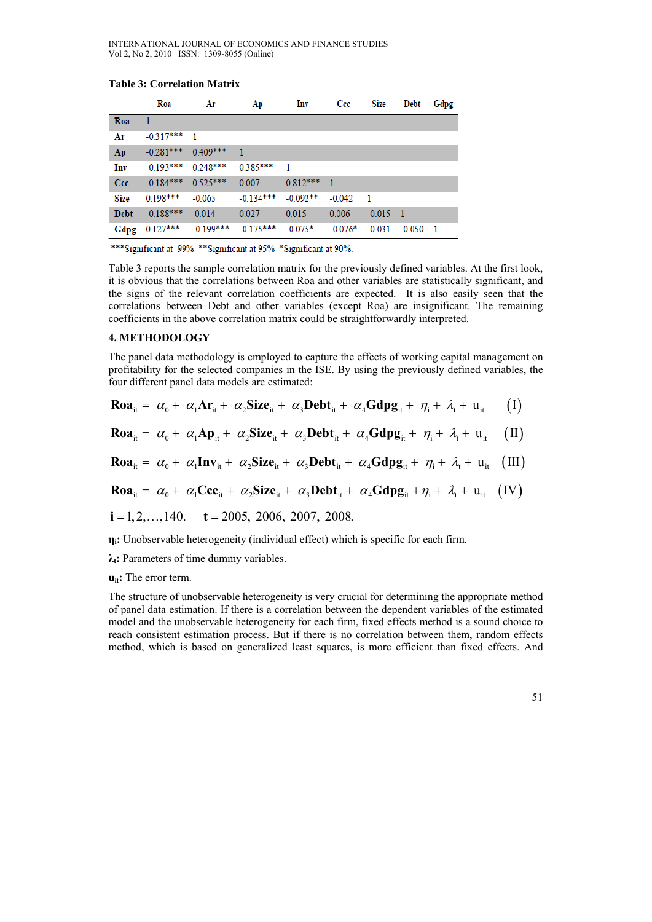**Table 3: Correlation Matrix**

| | Roa | Ar | Ap | Inv | Ccc | Size | Debt | Gdpg |
|---|---|---|---|---|---|---|---|---|
| **Roa** | 1 | | | | | | | |
| **Ar** | -0.317*** | 1 | | | | | | |
| **Ap** | -0.281*** | 0.409*** | 1 | | | | | |
| **Inv** | -0.193*** | 0.248*** | 0.385*** | 1 | | | | |
| **Ccc** | -0.184*** | 0.525*** | 0.007 | 0.812*** | 1 | | | |
| **Size** | 0.198*** | -0.065 | -0.134*** | -0.092** | -0.042 | 1 | | |
| **Debt** | -0.188*** | 0.014 | 0.027 | 0.015 | 0.006 | -0.015 | 1 | |
| **Gdpg** | 0.127*** | -0.199*** | -0.175*** | -0.075* | -0.076* | -0.031 | -0.050 | 1 |

***Significant at 99% **Significant at 95% *Significant at 90%.

Table 3 reports the sample correlation matrix for the previously defined variables. At the first look, it is obvious that the correlations between Roa and other variables are statistically significant, and the signs of the relevant correlation coefficients are expected. It is also easily seen that the correlations between Debt and other variables (except Roa) are insignificant. The remaining coefficients in the above correlation matrix could be straightforwardly interpreted.

## 4. METHODOLOGY

The panel data methodology is employed to capture the effects of working capital management on profitability for the selected companies in the ISE. By using the previously defined variables, the four different panel data models are estimated:

$$\mathbf{Roa}_{it} = \alpha_0 + \alpha_1 \mathbf{Ar}_{it} + \alpha_2 \mathbf{Size}_{it} + \alpha_3 \mathbf{Debt}_{it} + \alpha_4 \mathbf{Gdpg}_{it} + \eta_i + \lambda_t + u_{it} \quad (I)$$

$$\mathbf{Roa}_{it} = \alpha_0 + \alpha_1 \mathbf{Ap}_{it} + \alpha_2 \mathbf{Size}_{it} + \alpha_3 \mathbf{Debt}_{it} + \alpha_4 \mathbf{Gdpg}_{it} + \eta_i + \lambda_t + u_{it} \quad (II)$$

$$\mathbf{Roa}_{it} = \alpha_0 + \alpha_1 \mathbf{Inv}_{it} + \alpha_2 \mathbf{Size}_{it} + \alpha_3 \mathbf{Debt}_{it} + \alpha_4 \mathbf{Gdpg}_{it} + \eta_i + \lambda_t + u_{it} \quad (III)$$

$$\mathbf{Roa}_{it} = \alpha_0 + \alpha_1 \mathbf{Ccc}_{it} + \alpha_2 \mathbf{Size}_{it} + \alpha_3 \mathbf{Debt}_{it} + \alpha_4 \mathbf{Gdpg}_{it} + \eta_i + \lambda_t + u_{it} \quad (IV)$$

$$\mathbf{i} = 1, 2, \ldots, 140. \qquad \mathbf{t} = 2005,\ 2006,\ 2007,\ 2008.$$

$\boldsymbol{\eta_i}$: Unobservable heterogeneity (individual effect) which is specific for each firm.

$\boldsymbol{\lambda_t}$: Parameters of time dummy variables.

$\mathbf{u_{it}}$: The error term.

The structure of unobservable heterogeneity is very crucial for determining the appropriate method of panel data estimation. If there is a correlation between the dependent variables of the estimated model and the unobservable heterogeneity for each firm, fixed effects method is a sound choice to reach consistent estimation process. But if there is no correlation between them, random effects method, which is based on generalized least squares, is more efficient than fixed effects. And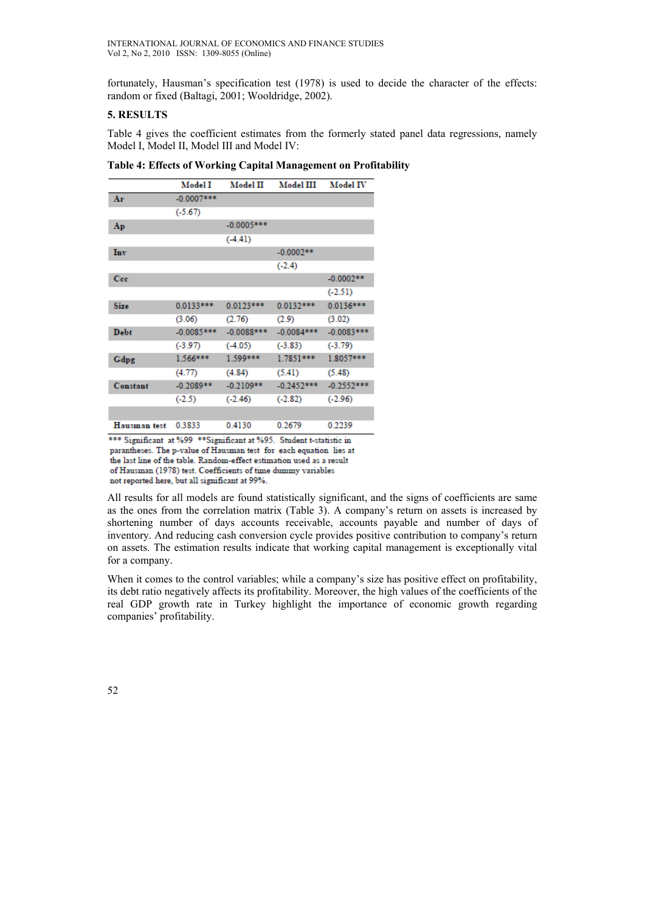fortunately, Hausman's specification test (1978) is used to decide the character of the effects: random or fixed (Baltagi, 2001; Wooldridge, 2002).

## 5. RESULTS

Table 4 gives the coefficient estimates from the formerly stated panel data regressions, namely Model I, Model II, Model III and Model IV:

**Table 4: Effects of Working Capital Management on Profitability**

| | Model I | Model II | Model III | Model IV |
|---|---|---|---|---|
| **Ar** | -0.0007*** | | | |
| | (-5.67) | | | |
| **Ap** | | -0.0005*** | | |
| | | (-4.41) | | |
| **Inv** | | | -0.0002** | |
| | | | (-2.4) | |
| **Ccc** | | | | -0.0002** |
| | | | | (-2.51) |
| **Size** | 0.0133*** | 0.0123*** | 0.0132*** | 0.0136*** |
| | (3.06) | (2.76) | (2.9) | (3.02) |
| **Debt** | -0.0085*** | -0.0088*** | -0.0084*** | -0.0083*** |
| | (-3.97) | (-4.05) | (-3.83) | (-3.79) |
| **Gdpg** | 1.566*** | 1.599*** | 1.7851*** | 1.8057*** |
| | (4.77) | (4.84) | (5.41) | (5.48) |
| **Constant** | -0.2089** | -0.2109** | -0.2452*** | -0.2552*** |
| | (-2.5) | (-2.46) | (-2.82) | (-2.96) |
| | | | | |
| **Hausman test** | 0.3833 | 0.4130 | 0.2679 | 0.2239 |

*** Significant at %99 **Significant at %95. Student t-statistic in parantheses. The p-value of Hausman test for each equation lies at the last line of the table. Random-effect estimation used as a result of Hausman (1978) test. Coefficients of time dummy variables not reported here, but all significant at 99%.

All results for all models are found statistically significant, and the signs of coefficients are same as the ones from the correlation matrix (Table 3). A company's return on assets is increased by shortening number of days accounts receivable, accounts payable and number of days of inventory. And reducing cash conversion cycle provides positive contribution to company's return on assets. The estimation results indicate that working capital management is exceptionally vital for a company.

When it comes to the control variables; while a company's size has positive effect on profitability, its debt ratio negatively affects its profitability. Moreover, the high values of the coefficients of the real GDP growth rate in Turkey highlight the importance of economic growth regarding companies' profitability.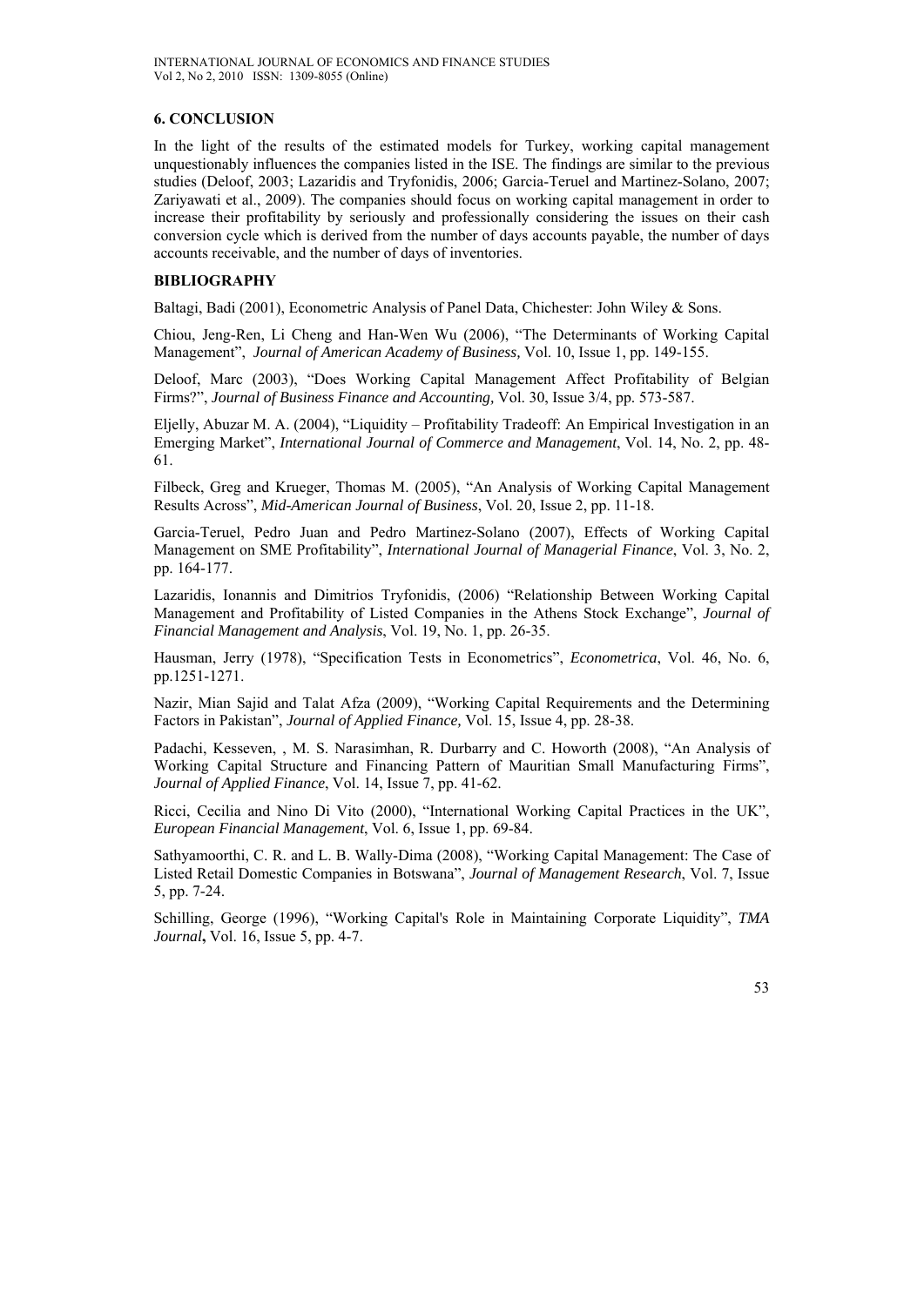## 6. CONCLUSION

In the light of the results of the estimated models for Turkey, working capital management unquestionably influences the companies listed in the ISE. The findings are similar to the previous studies (Deloof, 2003; Lazaridis and Tryfonidis, 2006; Garcia-Teruel and Martinez-Solano, 2007; Zariyawati et al., 2009). The companies should focus on working capital management in order to increase their profitability by seriously and professionally considering the issues on their cash conversion cycle which is derived from the number of days accounts payable, the number of days accounts receivable, and the number of days of inventories.

## BIBLIOGRAPHY

Baltagi, Badi (2001), Econometric Analysis of Panel Data, Chichester: John Wiley & Sons.

Chiou, Jeng-Ren, Li Cheng and Han-Wen Wu (2006), "The Determinants of Working Capital Management", *Journal of American Academy of Business,* Vol. 10, Issue 1, pp. 149-155.

Deloof, Marc (2003), "Does Working Capital Management Affect Profitability of Belgian Firms?", *Journal of Business Finance and Accounting,* Vol. 30, Issue 3/4, pp. 573-587.

Eljelly, Abuzar M. A. (2004), "Liquidity – Profitability Tradeoff: An Empirical Investigation in an Emerging Market", *International Journal of Commerce and Management*, Vol. 14, No. 2, pp. 48-61.

Filbeck, Greg and Krueger, Thomas M. (2005), "An Analysis of Working Capital Management Results Across", *Mid-American Journal of Business*, Vol. 20, Issue 2, pp. 11-18.

Garcia-Teruel, Pedro Juan and Pedro Martinez-Solano (2007), Effects of Working Capital Management on SME Profitability", *International Journal of Managerial Finance*, Vol. 3, No. 2, pp. 164-177.

Lazaridis, Ionannis and Dimitrios Tryfonidis, (2006) "Relationship Between Working Capital Management and Profitability of Listed Companies in the Athens Stock Exchange", *Journal of Financial Management and Analysis*, Vol. 19, No. 1, pp. 26-35.

Hausman, Jerry (1978), "Specification Tests in Econometrics", *Econometrica*, Vol. 46, No. 6, pp.1251-1271.

Nazir, Mian Sajid and Talat Afza (2009), "Working Capital Requirements and the Determining Factors in Pakistan", *Journal of Applied Finance,* Vol. 15, Issue 4, pp. 28-38.

Padachi, Kesseven, , M. S. Narasimhan, R. Durbarry and C. Howorth (2008), "An Analysis of Working Capital Structure and Financing Pattern of Mauritian Small Manufacturing Firms", *Journal of Applied Finance*, Vol. 14, Issue 7, pp. 41-62.

Ricci, Cecilia and Nino Di Vito (2000), "International Working Capital Practices in the UK", *European Financial Management*, Vol. 6, Issue 1, pp. 69-84.

Sathyamoorthi, C. R. and L. B. Wally-Dima (2008), "Working Capital Management: The Case of Listed Retail Domestic Companies in Botswana", *Journal of Management Research*, Vol. 7, Issue 5, pp. 7-24.

Schilling, George (1996), "Working Capital's Role in Maintaining Corporate Liquidity", *TMA Journal***,** Vol. 16, Issue 5, pp. 4-7.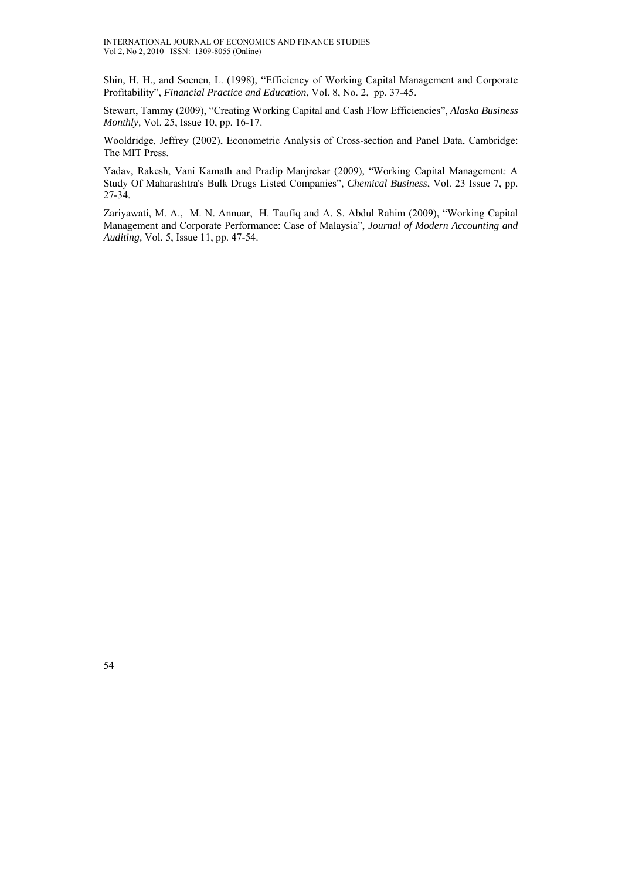Shin, H. H., and Soenen, L. (1998), "Efficiency of Working Capital Management and Corporate Profitability", *Financial Practice and Education*, Vol. 8, No. 2, pp. 37-45.

Stewart, Tammy (2009), "Creating Working Capital and Cash Flow Efficiencies", *Alaska Business Monthly,* Vol. 25, Issue 10, pp. 16-17.

Wooldridge, Jeffrey (2002), Econometric Analysis of Cross-section and Panel Data, Cambridge: The MIT Press.

Yadav, Rakesh, Vani Kamath and Pradip Manjrekar (2009), "Working Capital Management: A Study Of Maharashtra's Bulk Drugs Listed Companies", *Chemical Business*, Vol. 23 Issue 7, pp. 27-34.

Zariyawati, M. A., M. N. Annuar, H. Taufiq and A. S. Abdul Rahim (2009), "Working Capital Management and Corporate Performance: Case of Malaysia", *Journal of Modern Accounting and Auditing,* Vol. 5, Issue 11, pp. 47-54.